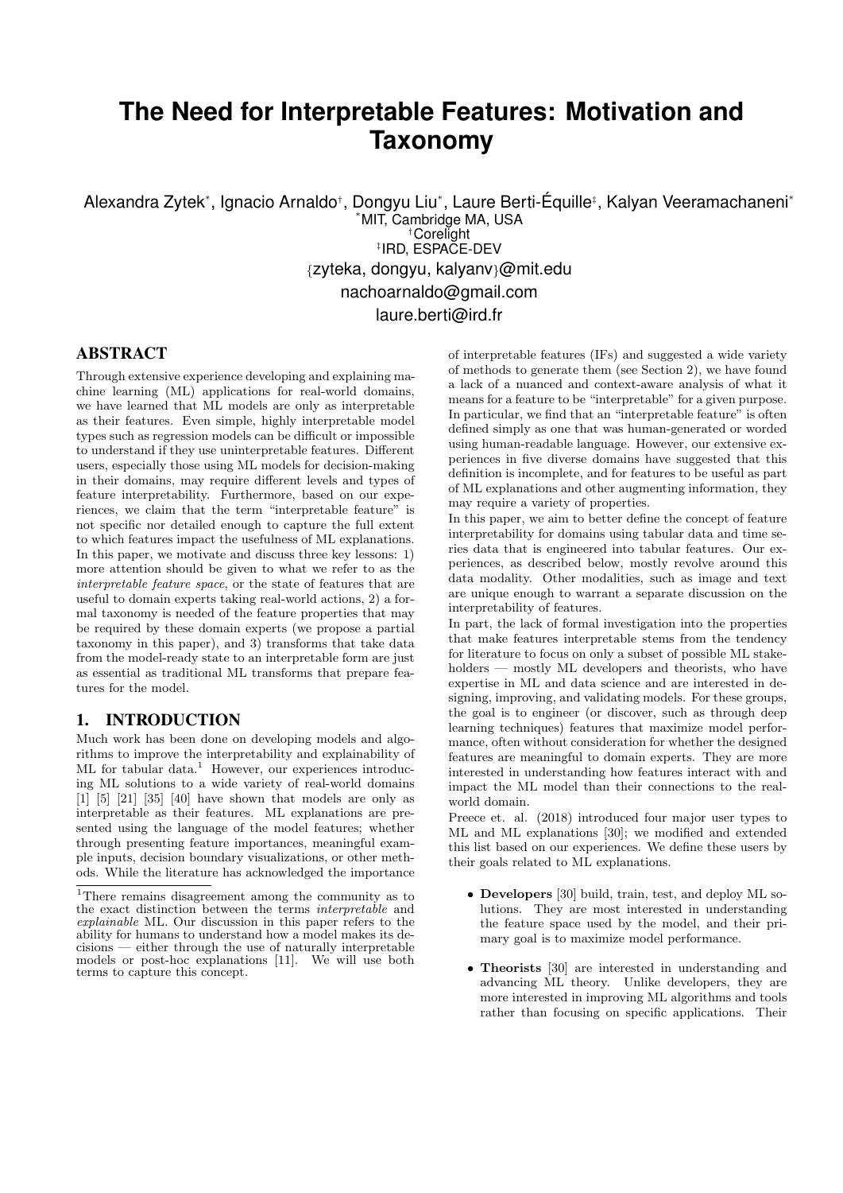# The Need for Interpretable Features: Motivation and Taxonomy

Alexandra Zytek[*], Ignacio Arnaldo[†], Dongyu Liu[*], Laure Berti-Équille[‡], Kalyan Veeramachaneni[*]

[*]MIT, Cambridge MA, USA
[†]Corelight
[‡]IRD, ESPACE-DEV

{zyteka, dongyu, kalyanv}@mit.edu
nachoarnaldo@gmail.com
laure.berti@ird.fr

## ABSTRACT

Through extensive experience developing and explaining machine learning (ML) applications for real-world domains, we have learned that ML models are only as interpretable as their features. Even simple, highly interpretable model types such as regression models can be difficult or impossible to understand if they use uninterpretable features. Different users, especially those using ML models for decision-making in their domains, may require different levels and types of feature interpretability. Furthermore, based on our experiences, we claim that the term "interpretable feature" is not specific nor detailed enough to capture the full extent to which features impact the usefulness of ML explanations. In this paper, we motivate and discuss three key lessons: 1) more attention should be given to what we refer to as the *interpretable feature space*, or the state of features that are useful to domain experts taking real-world actions, 2) a formal taxonomy is needed of the feature properties that may be required by these domain experts (we propose a partial taxonomy in this paper), and 3) transforms that take data from the model-ready state to an interpretable form are just as essential as traditional ML transforms that prepare features for the model.

## 1. INTRODUCTION

Much work has been done on developing models and algorithms to improve the interpretability and explainability of ML for tabular data.[1] However, our experiences introducing ML solutions to a wide variety of real-world domains [1] [5] [21] [35] [40] have shown that models are only as interpretable as their features. ML explanations are presented using the language of the model features; whether through presenting feature importances, meaningful example inputs, decision boundary visualizations, or other methods. While the literature has acknowledged the importance of interpretable features (IFs) and suggested a wide variety of methods to generate them (see Section 2), we have found a lack of a nuanced and context-aware analysis of what it means for a feature to be "interpretable" for a given purpose. In particular, we find that an "interpretable feature" is often defined simply as one that was human-generated or worded using human-readable language. However, our extensive experiences in five diverse domains have suggested that this definition is incomplete, and for features to be useful as part of ML explanations and other augmenting information, they may require a variety of properties.

In this paper, we aim to better define the concept of feature interpretability for domains using tabular data and time series data that is engineered into tabular features. Our experiences, as described below, mostly revolve around this data modality. Other modalities, such as image and text are unique enough to warrant a separate discussion on the interpretability of features.

In part, the lack of formal investigation into the properties that make features interpretable stems from the tendency for literature to focus on only a subset of possible ML stakeholders — mostly ML developers and theorists, who have expertise in ML and data science and are interested in designing, improving, and validating models. For these groups, the goal is to engineer (or discover, such as through deep learning techniques) features that maximize model performance, often without consideration for whether the designed features are meaningful to domain experts. They are more interested in understanding how features interact with and impact the ML model than their connections to the real-world domain.

Preece et. al. (2018) introduced four major user types to ML and ML explanations [30]; we modified and extended this list based on our experiences. We define these users by their goals related to ML explanations.

- **Developers** [30] build, train, test, and deploy ML solutions. They are most interested in understanding the feature space used by the model, and their primary goal is to maximize model performance.
- **Theorists** [30] are interested in understanding and advancing ML theory. Unlike developers, they are more interested in improving ML algorithms and tools rather than focusing on specific applications. Their

[1]There remains disagreement among the community as to the exact distinction between the terms *interpretable* and *explainable* ML. Our discussion in this paper refers to the ability for humans to understand how a model makes its decisions — either through the use of naturally interpretable models or post-hoc explanations [11]. We will use both terms to capture this concept.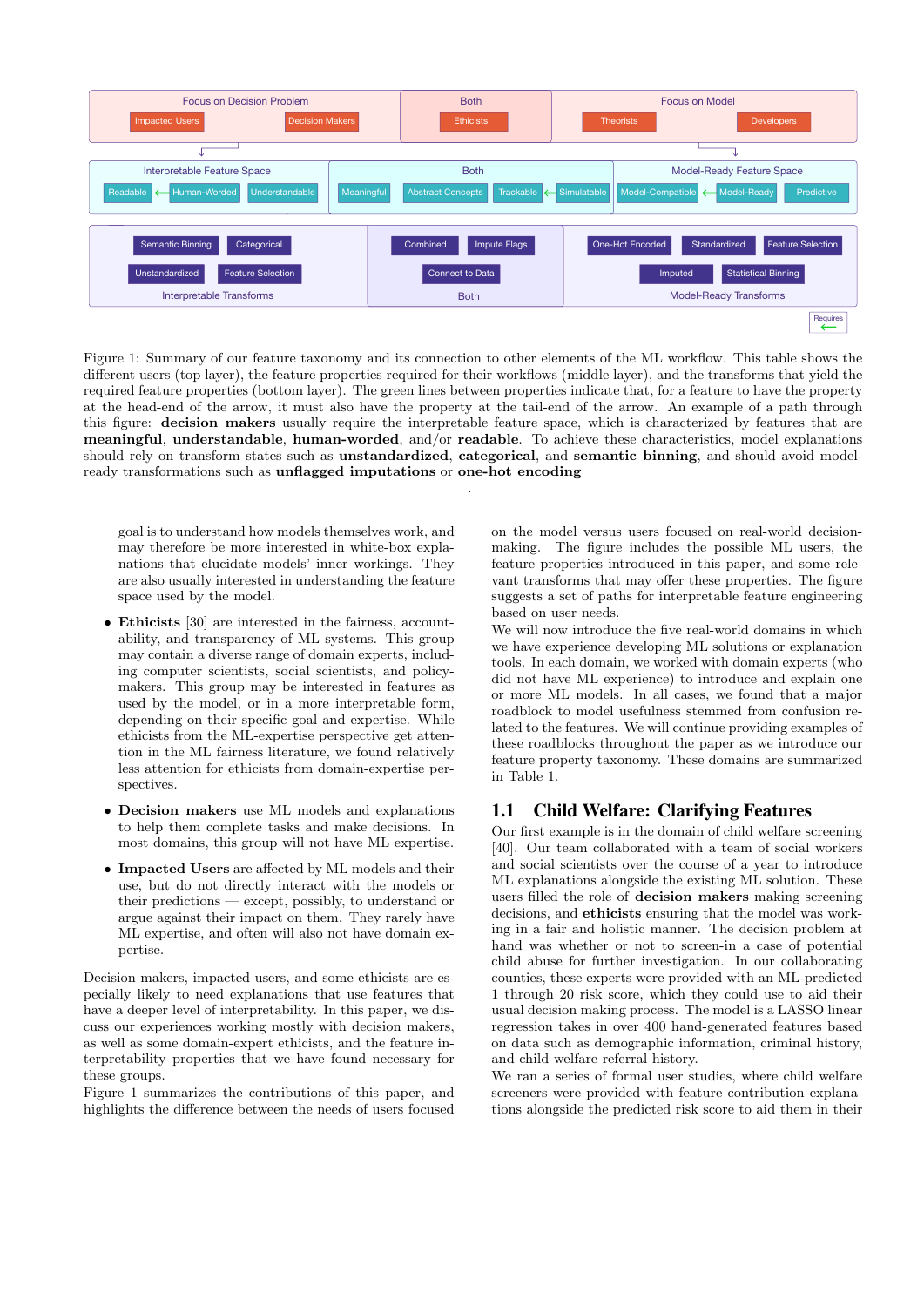Focus on Decision Problem: Impacted Users, Decision Makers | Both: Ethicists | Focus on Model: Theorists, Developers

Interpretable Feature Space: Readable ← Human-Worded, Understandable | Both: Meaningful, Abstract Concepts, Trackable ← Simulatable | Model-Ready Feature Space: Model-Compatible ← Model-Ready, Predictive

Interpretable Transforms: Semantic Binning, Categorical, Unstandardized, Feature Selection | Both: Combined, Impute Flags, Connect to Data | Model-Ready Transforms: One-Hot Encoded, Standardized, Feature Selection, Imputed, Statistical Binning

Requires ←

Figure 1: Summary of our feature taxonomy and its connection to other elements of the ML workflow. This table shows the different users (top layer), the feature properties required for their workflows (middle layer), and the transforms that yield the required feature properties (bottom layer). The green lines between properties indicate that, for a feature to have the property at the head-end of the arrow, it must also have the property at the tail-end of the arrow. An example of a path through this figure: **decision makers** usually require the interpretable feature space, which is characterized by features that are **meaningful**, **understandable**, **human-worded**, and/or **readable**. To achieve these characteristics, model explanations should rely on transform states such as **unstandardized**, **categorical**, and **semantic binning**, and should avoid model-ready transformations such as **unflagged imputations** or **one-hot encoding**

.

goal is to understand how models themselves work, and may therefore be more interested in white-box explanations that elucidate models' inner workings. They are also usually interested in understanding the feature space used by the model.

- **Ethicists** [30] are interested in the fairness, accountability, and transparency of ML systems. This group may contain a diverse range of domain experts, including computer scientists, social scientists, and policy-makers. This group may be interested in features as used by the model, or in a more interpretable form, depending on their specific goal and expertise. While ethicists from the ML-expertise perspective get attention in the ML fairness literature, we found relatively less attention for ethicists from domain-expertise perspectives.
- **Decision makers** use ML models and explanations to help them complete tasks and make decisions. In most domains, this group will not have ML expertise.
- **Impacted Users** are affected by ML models and their use, but do not directly interact with the models or their predictions — except, possibly, to understand or argue against their impact on them. They rarely have ML expertise, and often will also not have domain expertise.

Decision makers, impacted users, and some ethicists are especially likely to need explanations that use features that have a deeper level of interpretability. In this paper, we discuss our experiences working mostly with decision makers, as well as some domain-expert ethicists, and the feature interpretability properties that we have found necessary for these groups.

Figure 1 summarizes the contributions of this paper, and highlights the difference between the needs of users focused on the model versus users focused on real-world decision-making. The figure includes the possible ML users, the feature properties introduced in this paper, and some relevant transforms that may offer these properties. The figure suggests a set of paths for interpretable feature engineering based on user needs.

We will now introduce the five real-world domains in which we have experience developing ML solutions or explanation tools. In each domain, we worked with domain experts (who did not have ML experience) to introduce and explain one or more ML models. In all cases, we found that a major roadblock to model usefulness stemmed from confusion related to the features. We will continue providing examples of these roadblocks throughout the paper as we introduce our feature property taxonomy. These domains are summarized in Table 1.

## 1.1 Child Welfare: Clarifying Features

Our first example is in the domain of child welfare screening [40]. Our team collaborated with a team of social workers and social scientists over the course of a year to introduce ML explanations alongside the existing ML solution. These users filled the role of **decision makers** making screening decisions, and **ethicists** ensuring that the model was working in a fair and holistic manner. The decision problem at hand was whether or not to screen-in a case of potential child abuse for further investigation. In our collaborating counties, these experts were provided with an ML-predicted 1 through 20 risk score, which they could use to aid their usual decision making process. The model is a LASSO linear regression model trained in over 400 hand-generated features based on data such as demographic information, criminal history, and child welfare referral history.

We ran a series of formal user studies, where child welfare screeners were provided with feature contribution explanations alongside the predicted risk score to aid them in their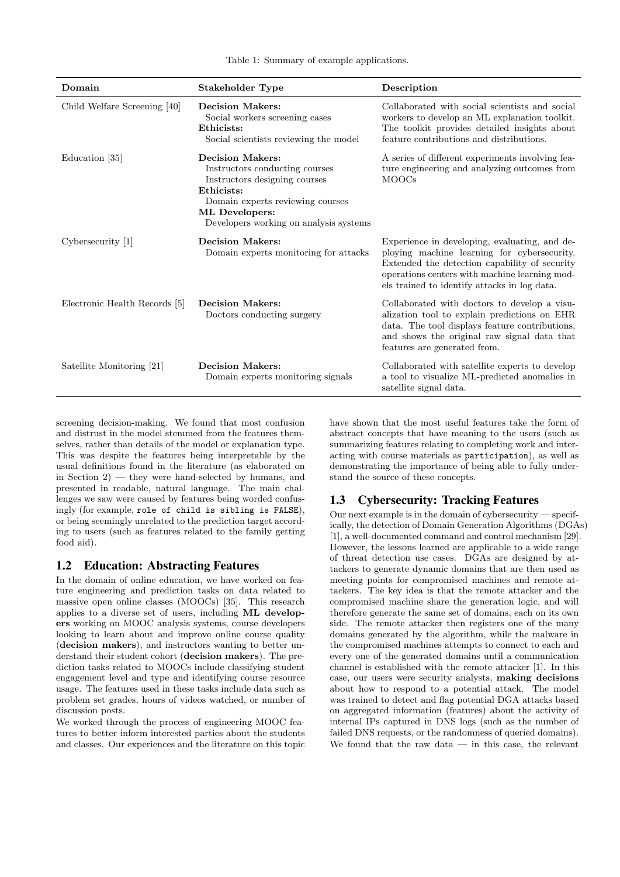Table 1: Summary of example applications.

| Domain | Stakeholder Type | Description |
|---|---|---|
| Child Welfare Screening [40] | **Decision Makers:** Social workers screening cases **Ethicists:** Social scientists reviewing the model | Collaborated with social scientists and social workers to develop an ML explanation toolkit. The toolkit provides detailed insights about feature contributions and distributions. |
| Education [35] | **Decision Makers:** Instructors conducting courses Instructors designing courses **Ethicists:** Domain experts reviewing courses **ML Developers:** Developers working on analysis systems | A series of different experiments involving feature engineering and analyzing outcomes from MOOCs |
| Cybersecurity [1] | **Decision Makers:** Domain experts monitoring for attacks | Experience in developing, evaluating, and deploying machine learning for cybersecurity. Extended the detection capability of security operations centers with machine learning models trained to identify attacks in log data. |
| Electronic Health Records [5] | **Decision Makers:** Doctors conducting surgery | Collaborated with doctors to develop a visualization tool to explain predictions on EHR data. The tool displays feature contributions, and shows the original raw signal data that features are generated from. |
| Satellite Monitoring [21] | **Decision Makers:** Domain experts monitoring signals | Collaborated with satellite experts to develop a tool to visualize ML-predicted anomalies in satellite signal data. |

screening decision-making. We found that most confusion and distrust in the model stemmed from the features themselves, rather than details of the model or explanation type. This was despite the features being interpretable by the usual definitions found in the literature (as elaborated on in Section 2) — they were hand-selected by humans, and presented in readable, natural language. The main challenges we saw were caused by features being worded confusingly (for example, `role of child is sibling is FALSE`), or being seemingly unrelated to the prediction target according to users (such as features related to the family getting food aid).

## 1.2 Education: Abstracting Features

In the domain of online education, we have worked on feature engineering and prediction tasks on data related to massive open online classes (MOOCs) [35]. This research applies to a diverse set of users, including **ML developers** working on MOOC analysis systems, course developers looking to learn about and improve online course quality (**decision makers**), and instructors wanting to better understand their student cohort (**decision makers**). The prediction tasks related to MOOCs include classifying student engagement level and type and identifying course resource usage. The features used in these tasks include data such as problem set grades, hours of videos watched, or number of discussion posts.

We worked through the process of engineering MOOC features to better inform interested parties about the students and classes. Our experiences and the literature on this topic have shown that the most useful features take the form of abstract concepts that have meaning to the users (such as summarizing features relating to completing work and interacting with course materials as `participation`), as well as demonstrating the importance of being able to fully understand the source of these concepts.

## 1.3 Cybersecurity: Tracking Features

Our next example is in the domain of cybersecurity — specifically, the detection of Domain Generation Algorithms (DGAs) [1], a well-documented command and control mechanism [29]. However, the lessons learned are applicable to a wide range of threat detection use cases. DGAs are designed by attackers to generate dynamic domains that are then used as meeting points for compromised machines and remote attackers. The key idea is that the remote attacker and the compromised machine share the generation logic, and will therefore generate the same set of domains, each on its own side. The remote attacker then registers one of the many domains generated by the algorithm, while the malware in the compromised machines attempts to connect to each and every one of the generated domains until a communication channel is established with the remote attacker [1]. In this case, our users were security analysts, **making decisions** about how to respond to a potential attack. The model was trained to detect and flag potential DGA attacks based on aggregated information (features) about the activity of internal IPs captured in DNS logs (such as the number of failed DNS requests, or the randomness of queried domains). We found that the raw data — in this case, the relevant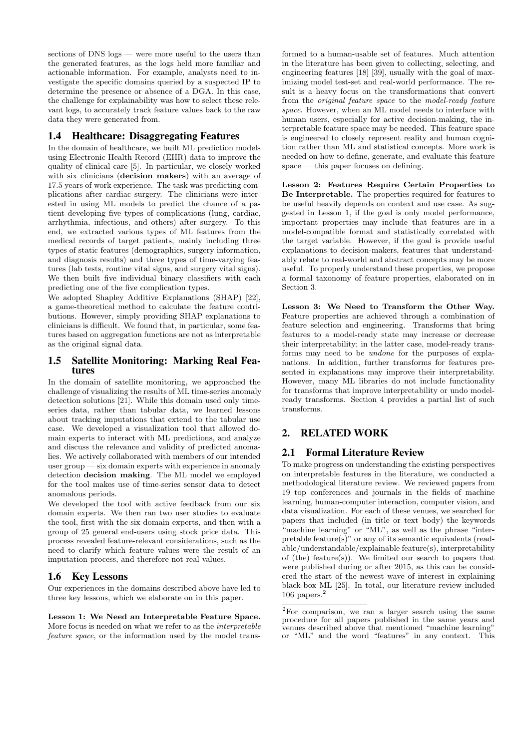sections of DNS logs — were more useful to the users than the generated features, as the logs held more familiar and actionable information. For example, analysts need to investigate the specific domains queried by a suspected IP to determine the presence or absence of a DGA. In this case, the challenge for explainability was how to select these relevant logs, to accurately track feature values back to the raw data they were generated from.

### 1.4 Healthcare: Disaggregating Features

In the domain of healthcare, we built ML prediction models using Electronic Health Record (EHR) data to improve the quality of clinical care [5]. In particular, we closely worked with six clinicians (**decision makers**) with an average of 17.5 years of work experience. The task was predicting complications after cardiac surgery. The clinicians were interested in using ML models to predict the chance of a patient developing five types of complications (lung, cardiac, arrhythmia, infectious, and others) after surgery. To this end, we extracted various types of ML features from the medical records of target patients, mainly including three types of static features (demographics, surgery information, and diagnosis results) and three types of time-varying features (lab tests, routine vital signs, and surgery vital signs). We then built five individual binary classifiers with each predicting one of the five complication types.

We adopted Shapley Additive Explanations (SHAP) [22], a game-theoretical method to calculate the feature contributions. However, simply providing SHAP explanations to clinicians is difficult. We found that, in particular, some features based on aggregation functions are not as interpretable as the original signal data.

### 1.5 Satellite Monitoring: Marking Real Features

In the domain of satellite monitoring, we approached the challenge of visualizing the results of ML time-series anomaly detection solutions [21]. While this domain used only time-series data, rather than tabular data, we learned lessons about tracking imputations that extend to the tabular use case. We developed a visualization tool that allowed domain experts to interact with ML predictions, and analyze and discuss the relevance and validity of predicted anomalies. We actively collaborated with members of our intended user group — six domain experts with experience in anomaly detection **decision making**. The ML model we employed for the tool makes use of time-series sensor data to detect anomalous periods.

We developed the tool with active feedback from our six domain experts. We then ran two user studies to evaluate the tool, first with the six domain experts, and then with a group of 25 general end-users using stock price data. This process revealed feature-relevant considerations, such as the need to clarify which feature values were the result of an imputation process, and therefore not real values.

### 1.6 Key Lessons

Our experiences in the domains described above have led to three key lessons, which we elaborate on in this paper.

**Lesson 1: We Need an Interpretable Feature Space.** More focus is needed on what we refer to as the *interpretable feature space*, or the information used by the model transformed to a human-usable set of features. Much attention in the literature has been given to collecting, selecting, and engineering features [18] [39], usually with the goal of maximizing model test-set and real-world performance. The result is a heavy focus on the transformations that convert from the *original feature space* to the *model-ready feature space*. However, when an ML model needs to interface with human users, especially for active decision-making, the interpretable feature space may be needed. This feature space is engineered to closely represent reality and human cognition rather than ML and statistical concepts. More work is needed on how to define, generate, and evaluate this feature space — this paper focuses on defining.

**Lesson 2: Features Require Certain Properties to Be Interpretable.** The properties required for features to be useful heavily depends on context and use case. As suggested in Lesson 1, if the goal is only model performance, important properties may include that features are in a model-compatible format and statistically correlated with the target variable. However, if the goal is provide useful explanations to decision-makers, features that understandably relate to real-world and abstract concepts may be more useful. To properly understand these properties, we propose a formal taxonomy of feature properties, elaborated on in Section 3.

**Lesson 3: We Need to Transform the Other Way.** Feature properties are achieved through a combination of feature selection and engineering. Transforms that bring features to a model-ready state may increase or decrease their interpretability; in the latter case, model-ready transforms may need to be *undone* for the purposes of explanations. In addition, further transforms for features presented in explanations may improve their interpretability. However, many ML libraries do not include functionality for transforms that improve interpretability or undo model-ready transforms. Section 4 provides a partial list of such transforms.

## 2. RELATED WORK

### 2.1 Formal Literature Review

To make progress on understanding the existing perspectives on interpretable features in the literature, we conducted a methodological literature review. We reviewed papers from 19 top conferences and journals in the fields of machine learning, human-computer interaction, computer vision, and data visualization. For each of these venues, we searched for papers that included (in title or text body) the keywords "machine learning" or "ML", as well as the phrase "interpretable feature(s)" or any of its semantic equivalents (readable/understandable/explainable feature(s), interpretability of (the) feature(s)). We limited our search to papers that were published during or after 2015, as this can be considered the start of the newest wave of interest in explaining black-box ML [25]. In total, our literature review included 106 papers.[2]

[2]For comparison, we ran a larger search using the same procedure for all papers published in the same years and venues described above that mentioned "machine learning" or "ML" and the word "features" in any context. This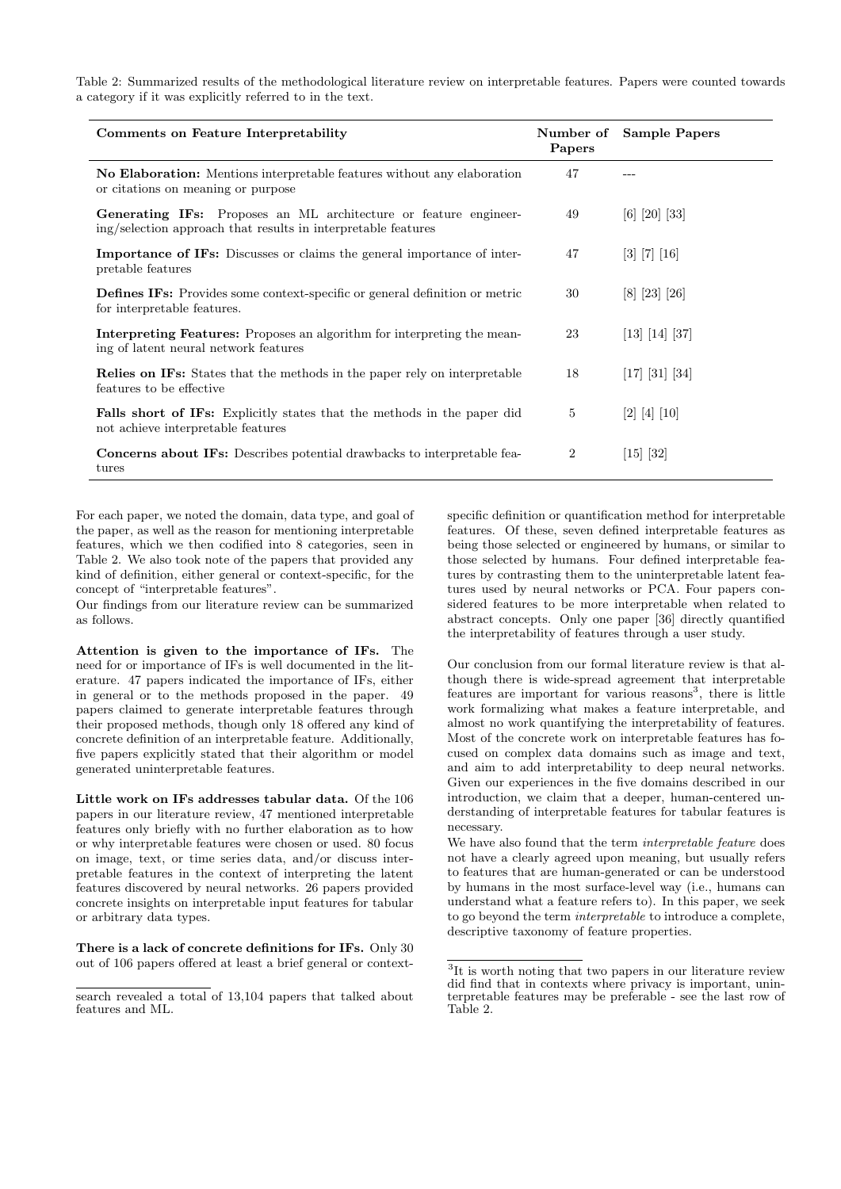Table 2: Summarized results of the methodological literature review on interpretable features. Papers were counted towards a category if it was explicitly referred to in the text.

| Comments on Feature Interpretability | Number of Papers | Sample Papers |
|---|---|---|
| **No Elaboration:** Mentions interpretable features without any elaboration or citations on meaning or purpose | 47 | --- |
| **Generating IFs:** Proposes an ML architecture or feature engineering/selection approach that results in interpretable features | 49 | [6] [20] [33] |
| **Importance of IFs:** Discusses or claims the general importance of interpretable features | 47 | [3] [7] [16] |
| **Defines IFs:** Provides some context-specific or general definition or metric for interpretable features. | 30 | [8] [23] [26] |
| **Interpreting Features:** Proposes an algorithm for interpreting the meaning of latent neural network features | 23 | [13] [14] [37] |
| **Relies on IFs:** States that the methods in the paper rely on interpretable features to be effective | 18 | [17] [31] [34] |
| **Falls short of IFs:** Explicitly states that the methods in the paper did not achieve interpretable features | 5 | [2] [4] [10] |
| **Concerns about IFs:** Describes potential drawbacks to interpretable features | 2 | [15] [32] |

search revealed a total of 13,104 papers that talked about features and ML.

For each paper, we noted the domain, data type, and goal of the paper, as well as the reason for mentioning interpretable features, which we then codified into 8 categories, seen in Table 2. We also took note of the papers that provided any kind of definition, either general or context-specific, for the concept of "interpretable features".

Our findings from our literature review can be summarized as follows.

**Attention is given to the importance of IFs.** The need for or importance of IFs is well documented in the literature. 47 papers indicated the importance of IFs, either in general or to the methods proposed in the paper. 49 papers claimed to generate interpretable features through their proposed methods, though only 18 offered any kind of concrete definition of an interpretable feature. Additionally, five papers explicitly stated that their algorithm or model generated uninterpretable features.

**Little work on IFs addresses tabular data.** Of the 106 papers in our literature review, 47 mentioned interpretable features only briefly with no further elaboration as to how or why interpretable features were chosen or used. 80 focus on image, text, or time series data, and/or discuss interpretable features in the context of interpreting the latent features discovered by neural networks. 26 papers provided concrete insights on interpretable input features for tabular or arbitrary data types.

**There is a lack of concrete definitions for IFs.** Only 30 out of 106 papers offered at least a brief general or context-specific definition or quantification method for interpretable features. Of these, seven defined interpretable features as being those selected or engineered by humans, or similar to those selected by humans. Four defined interpretable features by contrasting them to the uninterpretable latent features used by neural networks or PCA. Four papers considered features to be more interpretable when related to abstract concepts. Only one paper [36] directly quantified the interpretability of features through a user study.

Our conclusion from our formal literature review is that although there is wide-spread agreement that interpretable features are important for various reasons[3], there is little work formalizing what makes a feature interpretable, and almost no work quantifying the interpretability of features. Most of the concrete work on interpretable features has focused on complex data domains such as image and text, and aim to add interpretability to deep neural networks. Given our experiences in the five domains described in our introduction, we claim that a deeper, human-centered understanding of interpretable features for tabular features is necessary.

We have also found that the term *interpretable feature* does not have a clearly agreed upon meaning, but usually refers to features that are human-generated or can be understood by humans in the most surface-level way (i.e., humans can understand what a feature refers to). In this paper, we seek to go beyond the term *interpretable* to introduce a complete, descriptive taxonomy of feature properties.

[3]It is worth noting that two papers in our literature review did find that in contexts where privacy is important, uninterpretable features may be preferable - see the last row of Table 2.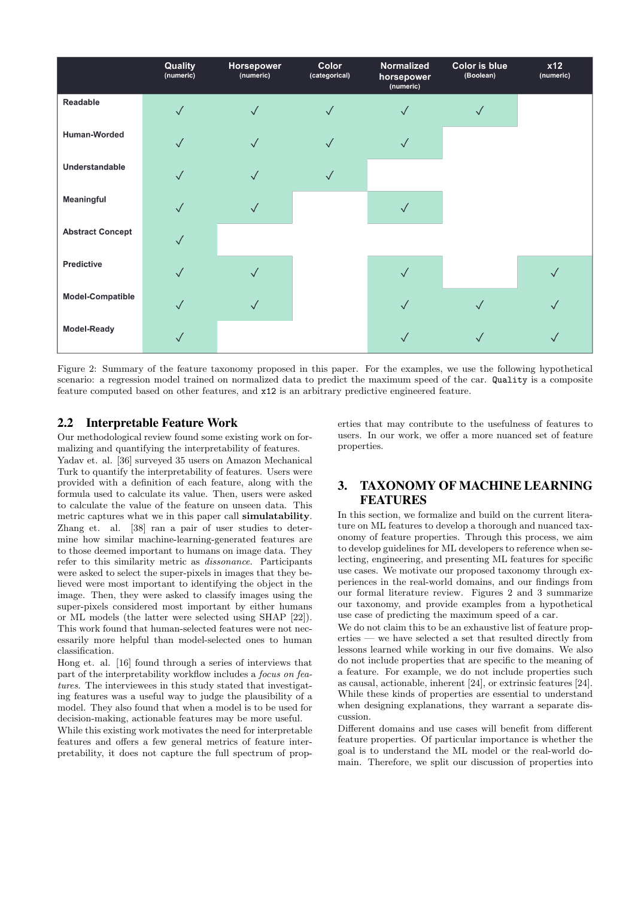| | Quality (numeric) | Horsepower (numeric) | Color (categorical) | Normalized horsepower (numeric) | Color is blue (Boolean) | x12 (numeric) |
|---|---|---|---|---|---|---|
| Readable | ✓ | ✓ | ✓ | ✓ | ✓ | |
| Human-Worded | ✓ | ✓ | ✓ | ✓ | | |
| Understandable | ✓ | ✓ | ✓ | | | |
| Meaningful | ✓ | ✓ | | ✓ | | |
| Abstract Concept | ✓ | | | | | |
| Predictive | ✓ | ✓ | | ✓ | | ✓ |
| Model-Compatible | ✓ | ✓ | | ✓ | ✓ | ✓ |
| Model-Ready | ✓ | | | ✓ | ✓ | ✓ |

Figure 2: Summary of the feature taxonomy proposed in this paper. For the examples, we use the following hypothetical scenario: a regression model trained on normalized data to predict the maximum speed of the car. `Quality` is a composite feature computed based on other features, and `x12` is an arbitrary predictive engineered feature.

## 2.2 Interpretable Feature Work

Our methodological review found some existing work on formalizing and quantifying the interpretability of features.

Yadav et. al. [36] surveyed 35 users on Amazon Mechanical Turk to quantify the interpretability of features. Users were provided with a definition of each feature, along with the formula used to calculate its value. Then, users were asked to calculate the value of the feature on unseen data. This metric captures what we in this paper call **simulatability**. Zhang et. al. [38] ran a pair of user studies to determine how similar machine-learning-generated features are to those deemed important to humans on image data. They refer to this similarity metric as *dissonance*. Participants were asked to select the super-pixels in images that they believed were most important to identifying the object in the image. Then, they were asked to classify images using the super-pixels considered most important by either humans or ML models (the latter were selected using SHAP [22]). This work found that human-selected features were not necessarily more helpful than model-selected ones to human classification.

Hong et. al. [16] found through a series of interviews that part of the interpretability workflow includes a *focus on features*. The interviewees in this study stated that investigating features was a useful way to judge the plausibility of a model. They also found that when a model is to be used for decision-making, actionable features may be more useful.

While this existing work motivates the need for interpretable features and offers a few general metrics of feature interpretability, it does not capture the full spectrum of properties that may contribute to the usefulness of features to users. In our work, we offer a more nuanced set of feature properties.

## 3. TAXONOMY OF MACHINE LEARNING FEATURES

In this section, we formalize and build on the current literature on ML features to develop a thorough and nuanced taxonomy of feature properties. Through this process, we aim to develop guidelines for ML developers to reference when selecting, engineering, and presenting ML features for specific use cases. We motivate our proposed taxonomy through experiences in the real-world domains, and our findings from our formal literature review. Figures 2 and 3 summarize our taxonomy, and provide examples from a hypothetical use case of predicting the maximum speed of a car.

We do not claim this to be an exhaustive list of feature properties — we have selected a set that resulted directly from lessons learned while working in our five domains. We also do not include properties that are specific to the meaning of a feature. For example, we do not include properties such as causal, actionable, inherent [24], or extrinsic features [24]. While these kinds of properties are essential to understand when designing explanations, they warrant a separate discussion.

Different domains and use cases will benefit from different feature properties. Of particular importance is whether the goal is to understand the ML model or the real-world domain. Therefore, we split our discussion of properties into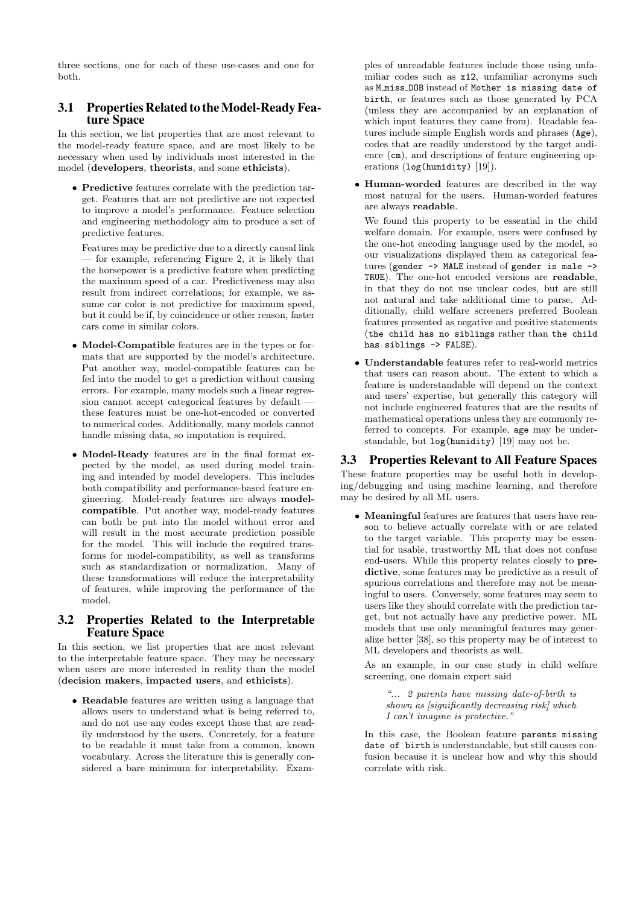three sections, one for each of these use-cases and one for both.

## 3.1 Properties Related to the Model-Ready Feature Space

In this section, we list properties that are most relevant to the model-ready feature space, and are most likely to be necessary when used by individuals most interested in the model (**developers**, **theorists**, and some **ethicists**).

- **Predictive** features correlate with the prediction target. Features that are not predictive are not expected to improve a model's performance. Feature selection and engineering methodology aim to produce a set of predictive features.

  Features may be predictive due to a directly causal link — for example, referencing Figure 2, it is likely that the horsepower is a predictive feature when predicting the maximum speed of a car. Predictiveness may also result from indirect correlations; for example, we assume car color is not predictive for maximum speed, but it could be if, by coincidence or other reason, faster cars come in similar colors.

- **Model-Compatible** features are in the types or formats that are supported by the model's architecture. Put another way, model-compatible features can be fed into the model to get a prediction without causing errors. For example, many models such a linear regression cannot accept categorical features by default — these features must be one-hot-encoded or converted to numerical codes. Additionally, many models cannot handle missing data, so imputation is required.

- **Model-Ready** features are in the final format expected by the model, as used during model training and intended by model developers. This includes both compatibility and performance-based feature engineering. Model-ready features are always **model-compatible**. Put another way, model-ready features can both be put into the model without error and will result in the most accurate prediction possible for the model. This will include the required transforms for model-compatibility, as well as transforms such as standardization or normalization. Many of these transformations will reduce the interpretability of features, while improving the performance of the model.

## 3.2 Properties Related to the Interpretable Feature Space

In this section, we list properties that are most relevant to the interpretable feature space. They may be necessary when users are more interested in reality than the model (**decision makers**, **impacted users**, and **ethicists**).

- **Readable** features are written using a language that allows users to understand what is being referred to, and do not use any codes except those that are readily understood by the users. Concretely, for a feature to be readable it must take from a common, known vocabulary. Across the literature this is generally considered a bare minimum for interpretability. Examples of unreadable features include those using unfamiliar codes such as `x12`, unfamiliar acronyms such as `M_miss_DOB` instead of `Mother is missing date of birth`, or features such as those generated by PCA (unless they are accompanied by an explanation of which input features they came from). Readable features include simple English words and phrases (`Age`), codes that are readily understood by the target audience (`cm`), and descriptions of feature engineering operations (`log(humidity)` [19]).

- **Human-worded** features are described in the way most natural for the users. Human-worded features are always **readable**.

  We found this property to be essential in the child welfare domain. For example, users were confused by the one-hot encoding language used by the model, so our visualizations displayed them as categorical features (`gender -> MALE` instead of `gender is male -> TRUE`). The one-hot encoded versions are **readable**, in that they do not use unclear codes, but are still not natural and take additional time to parse. Additionally, child welfare screeners preferred Boolean features presented as negative and positive statements (`the child has no siblings` rather than `the child has siblings -> FALSE`).

- **Understandable** features refer to real-world metrics that users can reason about. The extent to which a feature is understandable will depend on the context and users' expertise, but generally this category will not include engineered features that are the results of mathematical operations unless they are commonly referred to concepts. For example, `age` may be understandable, but `log(humidity)` [19] may not be.

## 3.3 Properties Relevant to All Feature Spaces

These feature properties may be useful both in developing/debugging and using machine learning, and therefore may be desired by all ML users.

- **Meaningful** features are features that users have reason to believe actually correlate with or are related to the target variable. This property may be essential for usable, trustworthy ML that does not confuse end-users. While this property relates closely to **predictive**, some features may be predictive as a result of spurious correlations and therefore may not be meaningful to users. Conversely, some features may seem to users like they should correlate with the prediction target, but not actually have any predictive power. ML models that use only meaningful features may generalize better [38], so this property may be of interest to ML developers and theorists as well.

  As an example, in our case study in child welfare screening, one domain expert said

  > *"... 2 parents have missing date-of-birth is shown as [significantly decreasing risk] which I can't imagine is protective."*

  In this case, the Boolean feature `parents missing date of birth` is understandable, but still causes confusion because it is unclear how and why this should correlate with risk.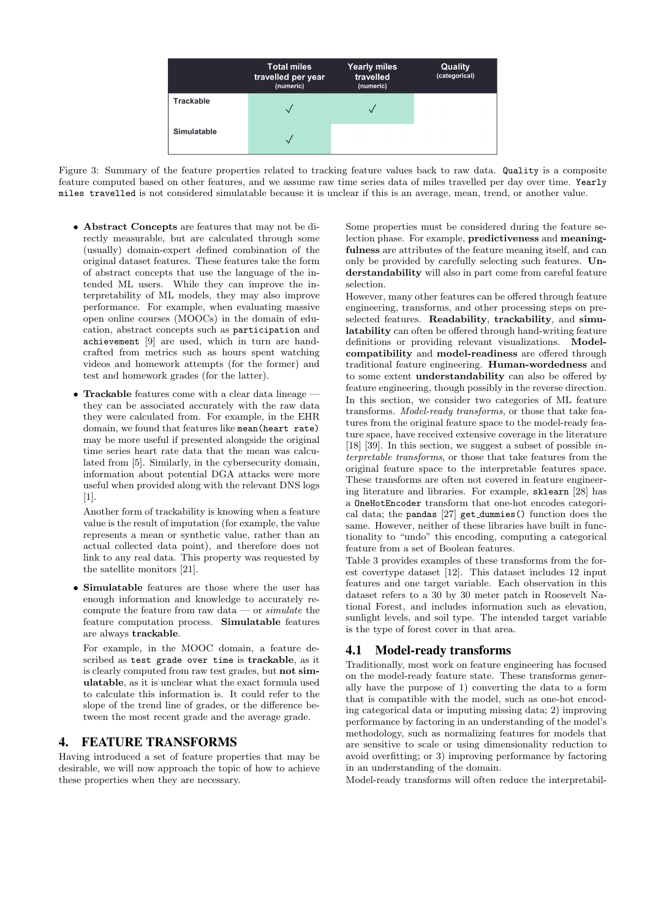|  | Total miles travelled per year (numeric) | Yearly miles travelled (numeric) | Quality (categorical) |
|---|---|---|---|
| Trackable | ✓ | ✓ |  |
| Simulatable | ✓ |  |  |

Figure 3: Summary of the feature properties related to tracking feature values back to raw data. `Quality` is a composite feature computed based on other features, and we assume raw time series data of miles travelled per day over time. `Yearly miles travelled` is not considered simulatable because it is unclear if this is an average, mean, trend, or another value.

- **Abstract Concepts** are features that may not be directly measurable, but are calculated through some (usually) domain-expert defined combination of the original dataset features. These features take the form of abstract concepts that use the language of the intended ML users. While they can improve the interpretability of ML models, they may also improve performance. For example, when evaluating massive open online courses (MOOCs) in the domain of education, abstract concepts such as `participation` and `achievement` [9] are used, which in turn are hand-crafted from metrics such as hours spent watching videos and homework attempts (for the former) and test and homework grades (for the latter).
- **Trackable** features come with a clear data lineage — they can be associated accurately with the raw data they were calculated from. For example, in the EHR domain, we found that features like `mean(heart rate)` may be more useful if presented alongside the original time series heart rate data that the mean was calculated from [5]. Similarly, in the cybersecurity domain, information about potential DGA attacks were more useful when provided along with the relevant DNS logs [1].

  Another form of trackability is knowing when a feature value is the result of imputation (for example, the value represents a mean or synthetic value, rather than an actual collected data point), and therefore does not link to any real data. This property was requested by the satellite monitors [21].
- **Simulatable** features are those where the user has enough information and knowledge to accurately recompute the feature from raw data — or *simulate* the feature computation process. **Simulatable** features are always **trackable**.

  For example, in the MOOC domain, a feature described as `test grade over time` is **trackable**, as it is clearly computed from raw test grades, but **not simulatable**, as it is unclear what the exact formula used to calculate this information is. It could refer to the slope of the trend line of grades, or the difference between the most recent grade and the average grade.

# 4. FEATURE TRANSFORMS

Having introduced a set of feature properties that may be desirable, we will now approach the topic of how to achieve these properties when they are necessary.

Some properties must be considered during the feature selection phase. For example, **predictiveness** and **meaningfulness** are attributes of the feature meaning itself, and can only be provided by carefully selecting such features. **Understandability** will also in part come from careful feature selection.

However, many other features can be offered through feature engineering, transforms, and other processing steps on pre-selected features. **Readability**, **trackability**, and **simulatability** can often be offered through hand-writing feature definitions or providing relevant visualizations. **Model-compatibility** and **model-readiness** are offered through traditional feature engineering. **Human-wordedness** and to some extent **understandability** can also be offered by feature engineering, though possibly in the reverse direction.

In this section, we consider two categories of ML feature transforms. *Model-ready transforms*, or those that take features from the original feature space to the model-ready feature space, have received extensive coverage in the literature [18] [39]. In this section, we suggest a subset of possible *interpretable transforms*, or those that take features from the original feature space to the interpretable features space. These transforms are often not covered in feature engineering literature and libraries. For example, `sklearn` [28] has a `OneHotEncoder` transform that one-hot encodes categorical data; the `pandas` [27] `get_dummies()` function does the same. However, neither of these libraries have built in functionality to "undo" this encoding, computing a categorical feature from a set of Boolean features.

Table 3 provides examples of these transforms from the forest covertype dataset [12]. This dataset includes 12 input features and one target variable. Each observation in this dataset refers to a 30 by 30 meter patch in Roosevelt National Forest, and includes information such as elevation, sunlight levels, and soil type. The intended target variable is the type of forest cover in that area.

## 4.1 Model-ready transforms

Traditionally, most work on feature engineering has focused on the model-ready feature state. These transforms generally have the purpose of 1) converting the data to a form that is compatible with the model, such as one-hot encoding categorical data or imputing missing data; 2) improving performance by factoring in an understanding of the model's methodology, such as normalizing features for models that are sensitive to scale or using dimensionality reduction to avoid overfitting; or 3) improving performance by factoring in an understanding of the domain.

Model-ready transforms will often reduce the interpretabil-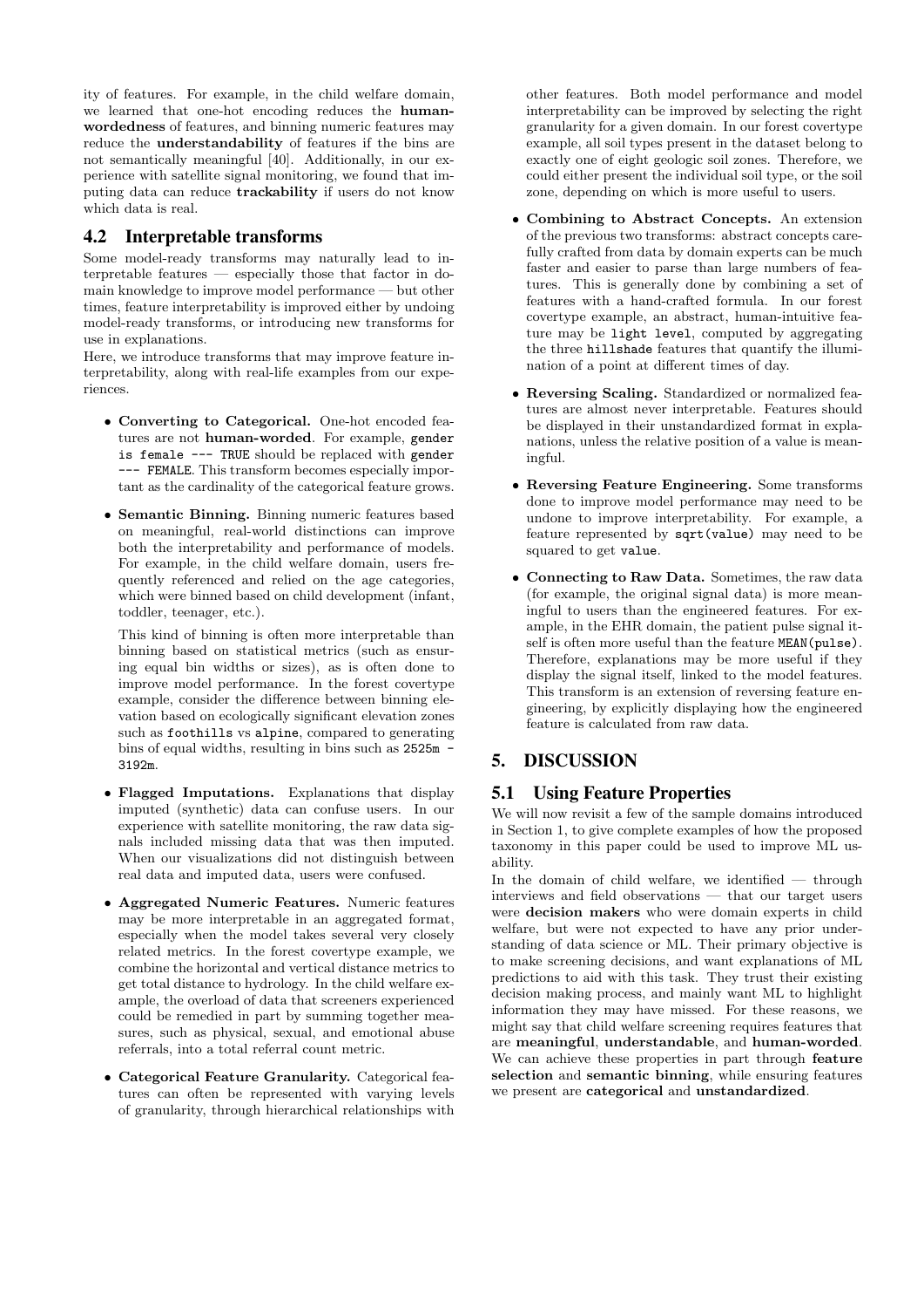ity of features. For example, in the child welfare domain, we learned that one-hot encoding reduces the **human-wordedness** of features, and binning numeric features may reduce the **understandability** of features if the bins are not semantically meaningful [40]. Additionally, in our experience with satellite signal monitoring, we found that imputing data can reduce **trackability** if users do not know which data is real.

## 4.2 Interpretable transforms

Some model-ready transforms may naturally lead to interpretable features — especially those that factor in domain knowledge to improve model performance — but other times, feature interpretability is improved either by undoing model-ready transforms, or introducing new transforms for use in explanations.

Here, we introduce transforms that may improve feature interpretability, along with real-life examples from our experiences.

- **Converting to Categorical.** One-hot encoded features are not **human-worded**. For example, `gender is female --- TRUE` should be replaced with `gender --- FEMALE`. This transform becomes especially important as the cardinality of the categorical feature grows.
- **Semantic Binning.** Binning numeric features based on meaningful, real-world distinctions can improve both the interpretability and performance of models. For example, in the child welfare domain, users frequently referenced and relied on the age categories, which were binned based on child development (infant, toddler, teenager, etc.).

  This kind of binning is often more interpretable than binning based on statistical metrics (such as ensuring equal bin widths or sizes), as is often done to improve model performance. In the forest covertype example, consider the difference between binning elevation based on ecologically significant elevation zones such as `foothills` vs `alpine`, compared to generating bins of equal widths, resulting in bins such as `2525m - 3192m`.
- **Flagged Imputations.** Explanations that display imputed (synthetic) data can confuse users. In our experience with satellite monitoring, the raw data signals included missing data that was then imputed. When our visualizations did not distinguish between real data and imputed data, users were confused.
- **Aggregated Numeric Features.** Numeric features may be more interpretable in an aggregated format, especially when the model takes several very closely related metrics. In the forest covertype example, we combine the horizontal and vertical distance metrics to get total distance to hydrology. In the child welfare example, the overload of data that screeners experienced could be remedied in part by summing together measures, such as physical, sexual, and emotional abuse referrals, into a total referral count metric.
- **Categorical Feature Granularity.** Categorical features can often be represented with varying levels of granularity, through hierarchical relationships with other features. Both model performance and model interpretability can be improved by selecting the right granularity for a given domain. In our forest covertype example, all soil types present in the dataset belong to exactly one of eight geologic soil zones. Therefore, we could either present the individual soil type, or the soil zone, depending on which is more useful to users.
- **Combining to Abstract Concepts.** An extension of the previous two transforms: abstract concepts carefully crafted from data by domain experts can be much faster and easier to parse than large numbers of features. This is generally done by combining a set of features with a hand-crafted formula. In our forest covertype example, an abstract, human-intuitive feature may be `light level`, computed by aggregating the three `hillshade` features that quantify the illumination of a point at different times of day.
- **Reversing Scaling.** Standardized or normalized features are almost never interpretable. Features should be displayed in their unstandardized format in explanations, unless the relative position of a value is meaningful.
- **Reversing Feature Engineering.** Some transforms done to improve model performance may need to be undone to improve interpretability. For example, a feature represented by `sqrt(value)` may need to be squared to get `value`.
- **Connecting to Raw Data.** Sometimes, the raw data (for example, the original signal data) is more meaningful to users than the engineered features. For example, in the EHR domain, the patient pulse signal itself is often more useful than the feature `MEAN(pulse)`. Therefore, explanations may be more useful if they display the signal itself, linked to the model features. This transform is an extension of reversing feature engineering, by explicitly displaying how the engineered feature is calculated from raw data.

# 5. DISCUSSION

## 5.1 Using Feature Properties

We will now revisit a few of the sample domains introduced in Section 1, to give complete examples of how the proposed taxonomy in this paper could be used to improve ML usability.

In the domain of child welfare, we identified — through interviews and field observations — that our target users were **decision makers** who were domain experts in child welfare, but were not expected to have any prior understanding of data science or ML. Their primary objective is to make screening decisions, and want explanations of ML predictions to aid with this task. They trust their existing decision making process, and mainly want ML to highlight information they may have missed. For these reasons, we might say that child welfare screening requires features that are **meaningful**, **understandable**, and **human-worded**. We can achieve these properties in part through **feature selection** and **semantic binning**, while ensuring features we present are **categorical** and **unstandardized**.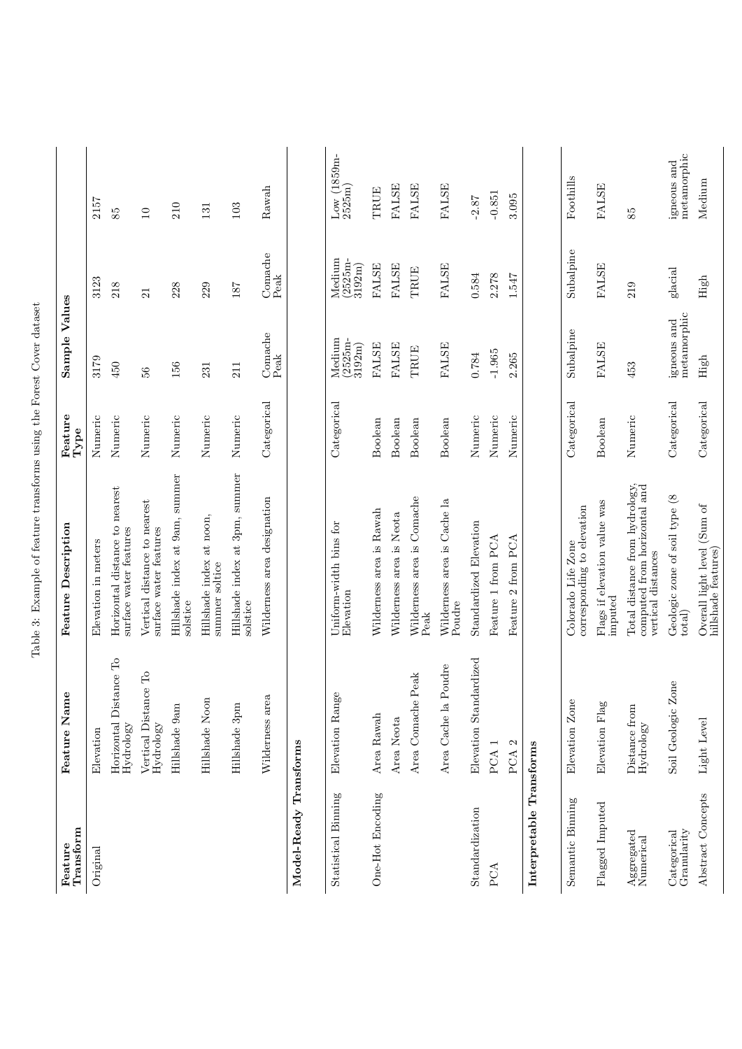Table 3: Example of feature transforms using the Forest Cover dataset

| Feature Transform | Feature Name | Feature Description | Feature Type | Sample Values | | |
|---|---|---|---|---|---|---|
| Original | Elevation | Elevation in meters | Numeric | 3179 | 3123 | 2157 |
| | Horizontal Distance To Hydrology | Horizontal distance to nearest surface water features | Numeric | 450 | 218 | 85 |
| | Vertical Distance To Hydrology | Vertical distance to nearest surface water features | Numeric | 56 | 21 | 10 |
| | Hillshade 9am | Hillshade index at 9am, summer solstice | Numeric | 156 | 228 | 210 |
| | Hillshade Noon | Hillshade index at noon, summer soltice | Numeric | 231 | 229 | 131 |
| | Hillshade 3pm | Hillshade index at 3pm, summer solstice | Numeric | 211 | 187 | 103 |
| | Wilderness area | Wilderness area designation | Categorical | Comache Peak | Comache Peak | Rawah |
| **Model-Ready Transforms** | | | | | | |
| Statistical Binning | Elevation Range | Uniform-width bins for Elevation | Categorical | Medium (2525m-3192m) | Medium (2525m-3192m) | Low (1859m-2525m) |
| One-Hot Encoding | Area Rawah | Wilderness area is Rawah | Boolean | FALSE | FALSE | TRUE |
| | Area Neota | Wilderness area is Neota | Boolean | FALSE | FALSE | FALSE |
| | Area Comache Peak | Wilderness area is Comache Peak | Boolean | TRUE | TRUE | FALSE |
| | Area Cache la Poudre | Wilderness area is Cache la Poudre | Boolean | FALSE | FALSE | FALSE |
| Standardization | Elevation Standardized | Standardized Elevation | Numeric | 0.784 | 0.584 | -2.87 |
| PCA | PCA 1 | Feature 1 from PCA | Numeric | -1.965 | 2.278 | -0.851 |
| | PCA 2 | Feature 2 from PCA | Numeric | 2.265 | 1.547 | 3.095 |
| **Interpretable Transforms** | | | | | | |
| Semantic Binning | Elevation Zone | Colorado Life Zone corresponding to elevation | Categorical | Subalpine | Subalpine | Foothills |
| Flagged Imputed | Elevation Flag | Flags if elevation value was imputed | Boolean | FALSE | FALSE | FALSE |
| Aggregated Numerical | Distance from Hydrology | Total distance from hydrology, computed from horizontal and vertical distances | Numeric | 453 | 219 | 85 |
| Categorical Granularity | Soil Geologic Zone | Geologic zone of soil type (8 total) | Categorical | igneous and metamorphic | glacial | igneous and metamorphic |
| Abstract Concepts | Light Level | Overall light level (Sum of hillshade features) | Categorical | High | High | Medium |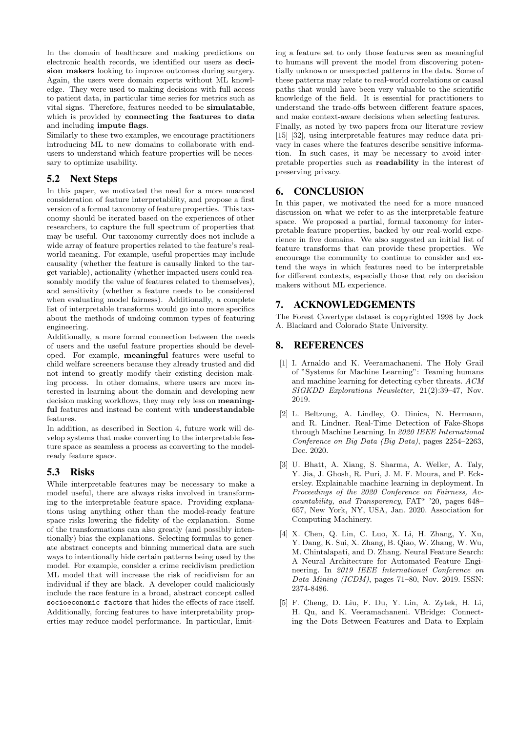In the domain of healthcare and making predictions on electronic health records, we identified our users as **decision makers** looking to improve outcomes during surgery. Again, the users were domain experts without ML knowledge. They were used to making decisions with full access to patient data, in particular time series for metrics such as vital signs. Therefore, features needed to be **simulatable**, which is provided by **connecting the features to data** and including **impute flags**.

Similarly to these two examples, we encourage practitioners introducing ML to new domains to collaborate with end-users to understand which feature properties will be necessary to optimize usability.

### 5.2 Next Steps

In this paper, we motivated the need for a more nuanced consideration of feature interpretability, and propose a first version of a formal taxonomy of feature properties. This taxonomy should be iterated based on the experiences of other researchers, to capture the full spectrum of properties that may be useful. Our taxonomy currently does not include a wide array of feature properties related to the feature's real-world meaning. For example, useful properties may include causality (whether the feature is causally linked to the target variable), actionality (whether impacted users could reasonably modify the value of features related to themselves), and sensitivity (whether a feature needs to be considered when evaluating model fairness). Additionally, a complete list of interpretable transforms would go into more specifics about the methods of undoing common types of featuring engineering.

Additionally, a more formal connection between the needs of users and the useful feature properties should be developed. For example, **meaningful** features were useful to child welfare screeners because they already trusted and did not intend to greatly modify their existing decision making process. In other domains, where users are more interested in learning about the domain and developing new decision making workflows, they may rely less on **meaningful** features and instead be content with **understandable** features.

In addition, as described in Section 4, future work will develop systems that make converting to the interpretable feature space as seamless a process as converting to the model-ready feature space.

### 5.3 Risks

While interpretable features may be necessary to make a model useful, there are always risks involved in transforming to the interpretable feature space. Providing explanations using anything other than the model-ready feature space risks lowering the fidelity of the explanation. Some of the transformations can also greatly (and possibly intentionally) bias the explanations. Selecting formulas to generate abstract concepts and binning numerical data are such ways to intentionally hide certain patterns being used by the model. For example, consider a crime recidivism prediction ML model that will increase the risk of recidivism for an individual if they are black. A developer could maliciously include the race feature in a broad, abstract concept called `socioeconomic factors` that hides the effects of race itself. Additionally, forcing features to have interpretability properties may reduce model performance. In particular, limiting a feature set to only those features seen as meaningful to humans will prevent the model from discovering potentially unknown or unexpected patterns in the data. Some of these patterns may relate to real-world correlations or causal paths that would have been very valuable to the scientific knowledge of the field. It is essential for practitioners to understand the trade-offs between different feature spaces, and make context-aware decisions when selecting features.

Finally, as noted by two papers from our literature review [15] [32], using interpretable features may reduce data privacy in cases where the features describe sensitive information. In such cases, it may be necessary to avoid interpretable properties such as **readability** in the interest of preserving privacy.

## 6. CONCLUSION

In this paper, we motivated the need for a more nuanced discussion on what we refer to as the interpretable feature space. We proposed a partial, formal taxonomy for interpretable feature properties, backed by our real-world experience in five domains. We also suggested an initial list of feature transforms that can provide these properties. We encourage the community to continue to consider and extend the ways in which features need to be interpretable for different contexts, especially those that rely on decision makers without ML experience.

## 7. ACKNOWLEDGEMENTS

The Forest Covertype dataset is copyrighted 1998 by Jock A. Blackard and Colorado State University.

## 8. REFERENCES

[1] I. Arnaldo and K. Veeramachaneni. The Holy Grail of "Systems for Machine Learning": Teaming humans and machine learning for detecting cyber threats. *ACM SIGKDD Explorations Newsletter*, 21(2):39–47, Nov. 2019.

[2] L. Beltzung, A. Lindley, O. Dinica, N. Hermann, and R. Lindner. Real-Time Detection of Fake-Shops through Machine Learning. In *2020 IEEE International Conference on Big Data (Big Data)*, pages 2254–2263, Dec. 2020.

[3] U. Bhatt, A. Xiang, S. Sharma, A. Weller, A. Taly, Y. Jia, J. Ghosh, R. Puri, J. M. F. Moura, and P. Eckersley. Explainable machine learning in deployment. In *Proceedings of the 2020 Conference on Fairness, Accountability, and Transparency*, FAT* '20, pages 648–657, New York, NY, USA, Jan. 2020. Association for Computing Machinery.

[4] X. Chen, Q. Lin, C. Luo, X. Li, H. Zhang, Y. Xu, Y. Dang, K. Sui, X. Zhang, B. Qiao, W. Zhang, W. Wu, M. Chintalapati, and D. Zhang. Neural Feature Search: A Neural Architecture for Automated Feature Engineering. In *2019 IEEE International Conference on Data Mining (ICDM)*, pages 71–80, Nov. 2019. ISSN: 2374-8486.

[5] F. Cheng, D. Liu, F. Du, Y. Lin, A. Zytek, H. Li, H. Qu, and K. Veeramachaneni. VBridge: Connecting the Dots Between Features and Data to Explain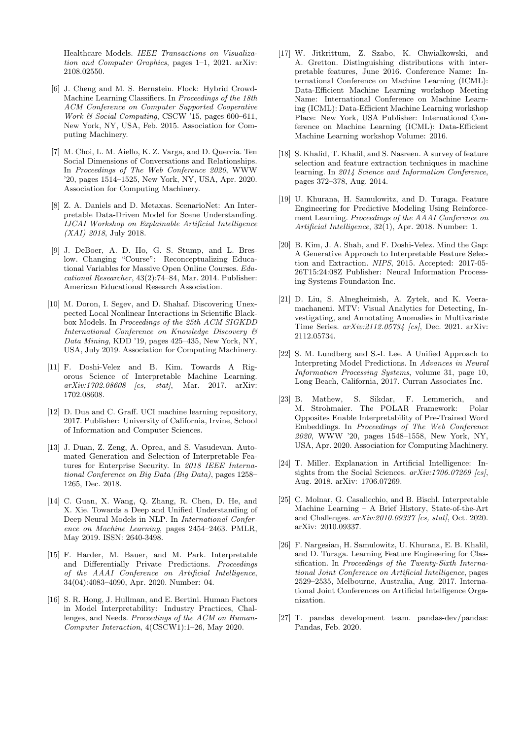Healthcare Models. *IEEE Transactions on Visualization and Computer Graphics*, pages 1–1, 2021. arXiv: 2108.02550.

[6] J. Cheng and M. S. Bernstein. Flock: Hybrid Crowd-Machine Learning Classifiers. In *Proceedings of the 18th ACM Conference on Computer Supported Cooperative Work & Social Computing*, CSCW '15, pages 600–611, New York, NY, USA, Feb. 2015. Association for Computing Machinery.

[7] M. Choi, L. M. Aiello, K. Z. Varga, and D. Quercia. Ten Social Dimensions of Conversations and Relationships. In *Proceedings of The Web Conference 2020*, WWW '20, pages 1514–1525, New York, NY, USA, Apr. 2020. Association for Computing Machinery.

[8] Z. A. Daniels and D. Metaxas. ScenarioNet: An Interpretable Data-Driven Model for Scene Understanding. *IJCAI Workshop on Explainable Artificial Intelligence (XAI) 2018*, July 2018.

[9] J. DeBoer, A. D. Ho, G. S. Stump, and L. Breslow. Changing "Course": Reconceptualizing Educational Variables for Massive Open Online Courses. *Educational Researcher*, 43(2):74–84, Mar. 2014. Publisher: American Educational Research Association.

[10] M. Doron, I. Segev, and D. Shahaf. Discovering Unexpected Local Nonlinear Interactions in Scientific Blackbox Models. In *Proceedings of the 25th ACM SIGKDD International Conference on Knowledge Discovery & Data Mining*, KDD '19, pages 425–435, New York, NY, USA, July 2019. Association for Computing Machinery.

[11] F. Doshi-Velez and B. Kim. Towards A Rigorous Science of Interpretable Machine Learning. *arXiv:1702.08608 [cs, stat]*, Mar. 2017. arXiv: 1702.08608.

[12] D. Dua and C. Graff. UCI machine learning repository, 2017. Publisher: University of California, Irvine, School of Information and Computer Sciences.

[13] J. Duan, Z. Zeng, A. Oprea, and S. Vasudevan. Automated Generation and Selection of Interpretable Features for Enterprise Security. In *2018 IEEE International Conference on Big Data (Big Data)*, pages 1258–1265, Dec. 2018.

[14] C. Guan, X. Wang, Q. Zhang, R. Chen, D. He, and X. Xie. Towards a Deep and Unified Understanding of Deep Neural Models in NLP. In *International Conference on Machine Learning*, pages 2454–2463. PMLR, May 2019. ISSN: 2640-3498.

[15] F. Harder, M. Bauer, and M. Park. Interpretable and Differentially Private Predictions. *Proceedings of the AAAI Conference on Artificial Intelligence*, 34(04):4083–4090, Apr. 2020. Number: 04.

[16] S. R. Hong, J. Hullman, and E. Bertini. Human Factors in Model Interpretability: Industry Practices, Challenges, and Needs. *Proceedings of the ACM on Human-Computer Interaction*, 4(CSCW1):1–26, May 2020.

[17] W. Jitkrittum, Z. Szabo, K. Chwialkowski, and A. Gretton. Distinguishing distributions with interpretable features, June 2016. Conference Name: International Conference on Machine Learning (ICML): Data-Efficient Machine Learning workshop Meeting Name: International Conference on Machine Learning (ICML): Data-Efficient Machine Learning workshop Place: New York, USA Publisher: International Conference on Machine Learning (ICML): Data-Efficient Machine Learning workshop Volume: 2016.

[18] S. Khalid, T. Khalil, and S. Nasreen. A survey of feature selection and feature extraction techniques in machine learning. In *2014 Science and Information Conference*, pages 372–378, Aug. 2014.

[19] U. Khurana, H. Samulowitz, and D. Turaga. Feature Engineering for Predictive Modeling Using Reinforcement Learning. *Proceedings of the AAAI Conference on Artificial Intelligence*, 32(1), Apr. 2018. Number: 1.

[20] B. Kim, J. A. Shah, and F. Doshi-Velez. Mind the Gap: A Generative Approach to Interpretable Feature Selection and Extraction. *NIPS*, 2015. Accepted: 2017-05-26T15:24:08Z Publisher: Neural Information Processing Systems Foundation Inc.

[21] D. Liu, S. Alnegheimish, A. Zytek, and K. Veeramachaneni. MTV: Visual Analytics for Detecting, Investigating, and Annotating Anomalies in Multivariate Time Series. *arXiv:2112.05734 [cs]*, Dec. 2021. arXiv: 2112.05734.

[22] S. M. Lundberg and S.-I. Lee. A Unified Approach to Interpreting Model Predictions. In *Advances in Neural Information Processing Systems*, volume 31, page 10, Long Beach, California, 2017. Curran Associates Inc.

[23] B. Mathew, S. Sikdar, F. Lemmerich, and M. Strohmaier. The POLAR Framework: Polar Opposites Enable Interpretability of Pre-Trained Word Embeddings. In *Proceedings of The Web Conference 2020*, WWW '20, pages 1548–1558, New York, NY, USA, Apr. 2020. Association for Computing Machinery.

[24] T. Miller. Explanation in Artificial Intelligence: Insights from the Social Sciences. *arXiv:1706.07269 [cs]*, Aug. 2018. arXiv: 1706.07269.

[25] C. Molnar, G. Casalicchio, and B. Bischl. Interpretable Machine Learning – A Brief History, State-of-the-Art and Challenges. *arXiv:2010.09337 [cs, stat]*, Oct. 2020. arXiv: 2010.09337.

[26] F. Nargesian, H. Samulowitz, U. Khurana, E. B. Khalil, and D. Turaga. Learning Feature Engineering for Classification. In *Proceedings of the Twenty-Sixth International Joint Conference on Artificial Intelligence*, pages 2529–2535, Melbourne, Australia, Aug. 2017. International Joint Conferences on Artificial Intelligence Organization.

[27] T. pandas development team. pandas-dev/pandas: Pandas, Feb. 2020.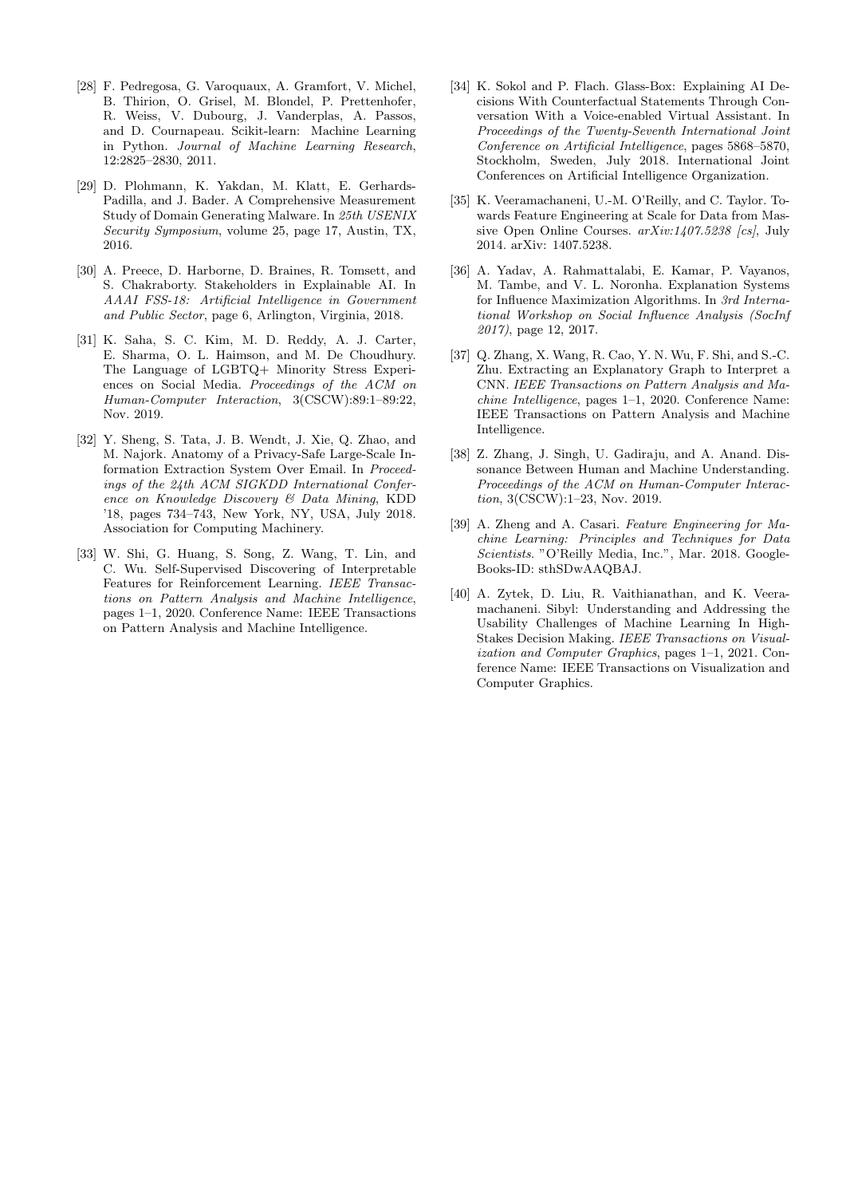[28] F. Pedregosa, G. Varoquaux, A. Gramfort, V. Michel, B. Thirion, O. Grisel, M. Blondel, P. Prettenhofer, R. Weiss, V. Dubourg, J. Vanderplas, A. Passos, and D. Cournapeau. Scikit-learn: Machine Learning in Python. *Journal of Machine Learning Research*, 12:2825–2830, 2011.

[29] D. Plohmann, K. Yakdan, M. Klatt, E. Gerhards-Padilla, and J. Bader. A Comprehensive Measurement Study of Domain Generating Malware. In *25th USENIX Security Symposium*, volume 25, page 17, Austin, TX, 2016.

[30] A. Preece, D. Harborne, D. Braines, R. Tomsett, and S. Chakraborty. Stakeholders in Explainable AI. In *AAAI FSS-18: Artificial Intelligence in Government and Public Sector*, page 6, Arlington, Virginia, 2018.

[31] K. Saha, S. C. Kim, M. D. Reddy, A. J. Carter, E. Sharma, O. L. Haimson, and M. De Choudhury. The Language of LGBTQ+ Minority Stress Experiences on Social Media. *Proceedings of the ACM on Human-Computer Interaction*, 3(CSCW):89:1–89:22, Nov. 2019.

[32] Y. Sheng, S. Tata, J. B. Wendt, J. Xie, Q. Zhao, and M. Najork. Anatomy of a Privacy-Safe Large-Scale Information Extraction System Over Email. In *Proceedings of the 24th ACM SIGKDD International Conference on Knowledge Discovery & Data Mining*, KDD '18, pages 734–743, New York, NY, USA, July 2018. Association for Computing Machinery.

[33] W. Shi, G. Huang, S. Song, Z. Wang, T. Lin, and C. Wu. Self-Supervised Discovering of Interpretable Features for Reinforcement Learning. *IEEE Transactions on Pattern Analysis and Machine Intelligence*, pages 1–1, 2020. Conference Name: IEEE Transactions on Pattern Analysis and Machine Intelligence.

[34] K. Sokol and P. Flach. Glass-Box: Explaining AI Decisions With Counterfactual Statements Through Conversation With a Voice-enabled Virtual Assistant. In *Proceedings of the Twenty-Seventh International Joint Conference on Artificial Intelligence*, pages 5868–5870, Stockholm, Sweden, July 2018. International Joint Conferences on Artificial Intelligence Organization.

[35] K. Veeramachaneni, U.-M. O'Reilly, and C. Taylor. Towards Feature Engineering at Scale for Data from Massive Open Online Courses. *arXiv:1407.5238 [cs]*, July 2014. arXiv: 1407.5238.

[36] A. Yadav, A. Rahmattalabi, E. Kamar, P. Vayanos, M. Tambe, and V. L. Noronha. Explanation Systems for Influence Maximization Algorithms. In *3rd International Workshop on Social Influence Analysis (SocInf 2017)*, page 12, 2017.

[37] Q. Zhang, X. Wang, R. Cao, Y. N. Wu, F. Shi, and S.-C. Zhu. Extracting an Explanatory Graph to Interpret a CNN. *IEEE Transactions on Pattern Analysis and Machine Intelligence*, pages 1–1, 2020. Conference Name: IEEE Transactions on Pattern Analysis and Machine Intelligence.

[38] Z. Zhang, J. Singh, U. Gadiraju, and A. Anand. Dissonance Between Human and Machine Understanding. *Proceedings of the ACM on Human-Computer Interaction*, 3(CSCW):1–23, Nov. 2019.

[39] A. Zheng and A. Casari. *Feature Engineering for Machine Learning: Principles and Techniques for Data Scientists*. "O'Reilly Media, Inc.", Mar. 2018. Google-Books-ID: sthSDwAAQBAJ.

[40] A. Zytek, D. Liu, R. Vaithianathan, and K. Veeramachaneni. Sibyl: Understanding and Addressing the Usability Challenges of Machine Learning In High-Stakes Decision Making. *IEEE Transactions on Visualization and Computer Graphics*, pages 1–1, 2021. Conference Name: IEEE Transactions on Visualization and Computer Graphics.